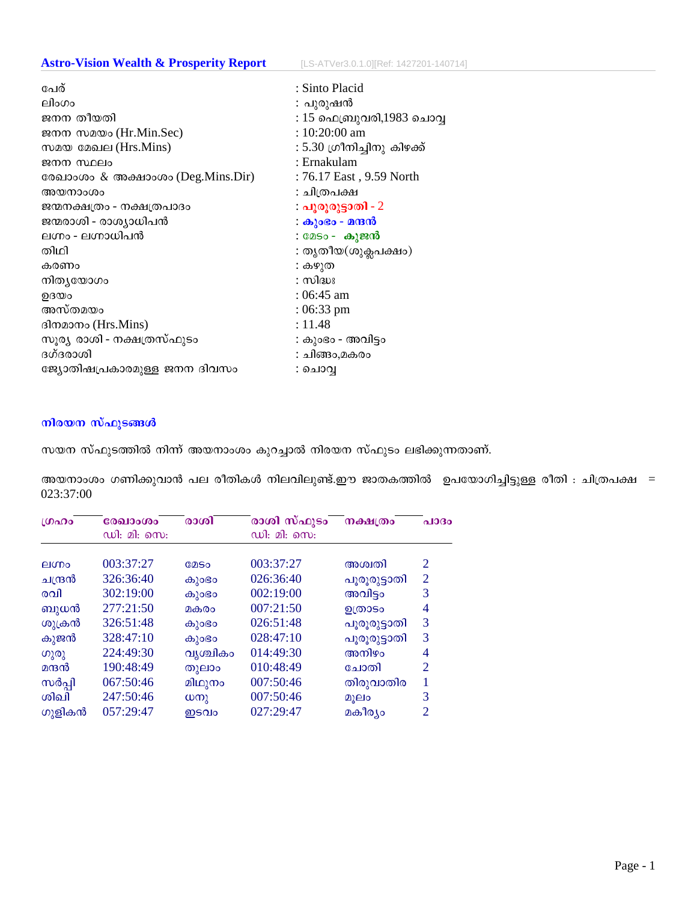**Astro-Vision Wealth & Prosperity Report** [LS-ATVer3.0.1.0][Ref: 1427201-140714]

| | |
|---|---|
| പേര് | : Sinto Placid |
| ലിംഗം | : പുരുഷൻ |
| ജനന തീയതി | : 15 ഫെബ്രുവരി,1983 ചൊവ്വ |
| ജനന സമയം (Hr.Min.Sec) | : 10:20:00 am |
| സമയ മേഖല (Hrs.Mins) | : 5.30 ഗ്രീനിച്ചിനു കിഴക്ക് |
| ജനന സ്ഥലം | : Ernakulam |
| രേഖാംശം & അക്ഷാംശം (Deg.Mins.Dir) | : 76.17 East , 9.59 North |
| അയനാംശം | : ചിത്രപക്ഷ |
| ജന്മനക്ഷത്രം - നക്ഷത്രപാദം | : **പൂരൂരുട്ടാതി** - 2 |
| ജന്മരാശി - രാശ്യാധിപൻ | : **കുംഭം - മന്ദൻ** |
| ലഗ്നം - ലഗ്നാധിപൻ | : മേടം - **കുജൻ** |
| തിഥി | : തൃതീയ(ശുക്ലപക്ഷം) |
| കരണം | : കഴുത |
| നിത്യയോഗം | : സിദ്ധഃ |
| ഉദയം | : 06:45 am |
| അസ്തമയം | : 06:33 pm |
| ദിനമാനം (Hrs.Mins) | : 11.48 |
| സൂര്യ രാശി - നക്ഷത്രസ്ഫുടം | : കുംഭം - അവിട്ടം |
| ദഗ്ദരാശി | : ചിങ്ങം,മകരം |
| ജ്യോതിഷപ്രകാരമുള്ള ജനന ദിവസം | : ചൊവ്വ |

## നിരയന സ്ഫുടങ്ങൾ

സയന സ്ഫുടത്തിൽ നിന്ന് അയനാംശം കുറച്ചാൽ നിരയന സ്ഫുടം ലഭിക്കുന്നതാണ്.

അയനാംശം ഗണിക്കുവാൻ പല രീതികൾ നിലവിലുണ്ട്.ഈ ജാതകത്തിൽ ഉപയോഗിച്ചിട്ടുള്ള രീതി : ചിത്രപക്ഷ = 023:37:00

| ഗ്രഹം | രേഖാംശം ഡി: മി: സെ: | രാശി | രാശി സ്ഫുടം ഡി: മി: സെ: | നക്ഷത്രം | പാദം |
|---|---|---|---|---|---|
| ലഗ്നം | 003:37:27 | മേടം | 003:37:27 | അശ്വതി | 2 |
| ചന്ദ്രൻ | 326:36:40 | കുംഭം | 026:36:40 | പൂരൂരുട്ടാതി | 2 |
| രവി | 302:19:00 | കുംഭം | 002:19:00 | അവിട്ടം | 3 |
| ബുധൻ | 277:21:50 | മകരം | 007:21:50 | ഉത്രാടം | 4 |
| ശുക്രൻ | 326:51:48 | കുംഭം | 026:51:48 | പൂരൂരുട്ടാതി | 3 |
| കുജൻ | 328:47:10 | കുംഭം | 028:47:10 | പൂരൂരുട്ടാതി | 3 |
| ഗുരു | 224:49:30 | വൃശ്ചികം | 014:49:30 | അനിഴം | 4 |
| മന്ദൻ | 190:48:49 | തുലാം | 010:48:49 | ചോതി | 2 |
| സർപ്പി | 067:50:46 | മിഥുനം | 007:50:46 | തിരുവാതിര | 1 |
| ശിഖി | 247:50:46 | ധനു | 007:50:46 | മൂലം | 3 |
| ഗുളികൻ | 057:29:47 | ഇടവം | 027:29:47 | മകീര്യം | 2 |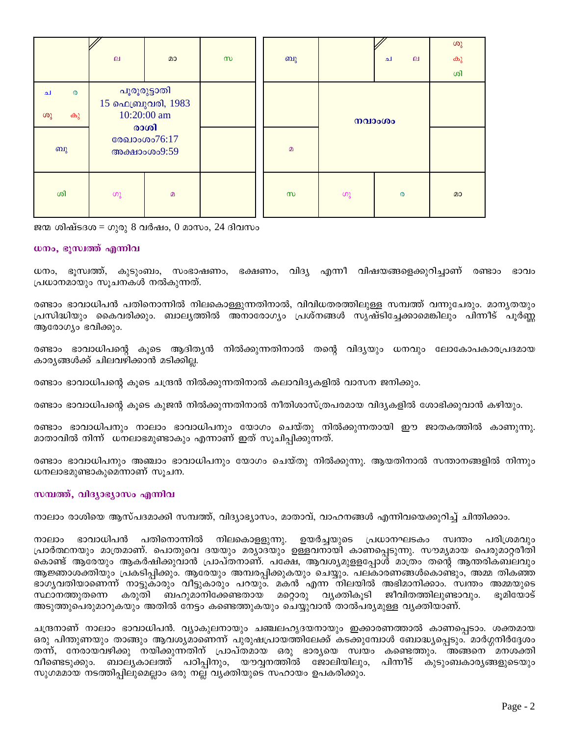| | | | |
|---|---|---|---|
| | ല | മാ | സ |
| ച ര ശു കു | പൂരൂരുട്ടാതി 15 ഫെബ്രുവരി, 1983 10:20:00 am **രാശി** | | |
| ബു | രേഖാംശം76:17 അക്ഷാംശം9:59 | | |
| ശി | ഗു | മ | |

| | | | |
|---|---|---|---|
| ബു | | ച ല | ശു കു ശി |
| | **നവാംശം** | | |
| മ | | | |
| സ | ഗു | ര | മാ |

ജന്മ ശിഷ്ടദശ = ഗുരു 8 വർഷം, 0 മാസം, 24 ദിവസം

### ധനം, ഭൂസ്വത്ത് എന്നിവ

ധനം, ഭൂസ്വത്ത്, കുടുംബം, സംഭാഷണം, ഭക്ഷണം, വിദ്യ എന്നീ വിഷയങ്ങളെക്കുറിച്ചാണ് രണ്ടാം ഭാവം പ്രധാനമായും സൂചനകൾ നൽകുന്നത്.

രണ്ടാം ഭാവാധിപൻ പതിനൊന്നിൽ നിലകൊള്ളുന്നതിനാൽ, വിവിധതരത്തിലുള്ള സമ്പത്ത് വന്നുചേരും. മാന്യതയും പ്രസിദ്ധിയും കൈവരിക്കും. ബാല്യത്തിൽ അനാരോഗ്യം പ്രശ്നങ്ങൾ സൃഷ്ടിച്ചേക്കാമെങ്കിലും പിന്നീട് പൂർണ്ണ ആരോഗ്യം ഭവിക്കും.

രണ്ടാം ഭാവാധിപന്റെ കൂടെ ആദിത്യൻ നിൽക്കുന്നതിനാൽ തന്റെ വിദ്യയും ധനവും ലോകോപകാരപ്രദമായ കാര്യങ്ങൾക്ക് ചിലവഴിക്കാൻ മടിക്കില്ല.

രണ്ടാം ഭാവാധിപന്റെ കൂടെ ചന്ദ്രൻ നിൽക്കുന്നതിനാൽ കലാവിദ്യകളിൽ വാസന ജനിക്കും.

രണ്ടാം ഭാവാധിപന്റെ കൂടെ കുജൻ നിൽക്കുന്നതിനാൽ നീതിശാസ്ത്രപരമായ വിദ്യകളിൽ ശോഭിക്കുവാൻ കഴിയും.

രണ്ടാം ഭാവാധിപനും നാലാം ഭാവാധിപനും യോഗം ചെയ്തു നിൽക്കുന്നതായി ഈ ജാതകത്തിൽ കാണുന്നു. മാതാവിൽ നിന്ന് ധനലാഭമുണ്ടാകും എന്നാണ് ഇത് സൂചിപ്പിക്കുന്നത്.

രണ്ടാം ഭാവാധിപനും അഞ്ചാം ഭാവാധിപനും യോഗം ചെയ്തു നിൽക്കുന്നു. ആയതിനാൽ സന്താനങ്ങളിൽ നിന്നും ധനലാഭമുണ്ടാകുമെന്നാണ് സൂചന.

### സമ്പത്ത്, വിദ്യാഭ്യാസം എന്നിവ

നാലാം രാശിയെ ആസ്പദമാക്കി സമ്പത്ത്, വിദ്യാഭ്യാസം, മാതാവ്, വാഹനങ്ങൾ എന്നിവയെക്കുറിച്ച് ചിന്തിക്കാം.

നാലാം ഭാവാധിപൻ പതിനൊന്നിൽ നിലകൊള്ളുന്നു. ഉയർച്ചയുടെ പ്രധാനഘടകം സ്വന്തം പരിശ്രമവും പ്രാർത്ഥനയും മാത്രമാണ്. പൊതുവെ ദയയും മര്യാദയും ഉള്ളവനായി കാണപ്പെടുന്നു. സൗമ്യമായ പെരുമാറ്റരീതി കൊണ്ട് ആരേയും ആകർഷിക്കുവാൻ പ്രാപ്തനാണ്. പക്ഷേ, ആവശ്യമുള്ളപ്പോൾ മാത്രം തന്റെ ആന്തരികബലവും ആജ്ഞാശക്തിയും പ്രകടിപ്പിക്കും. ആരേയും അമ്പരപ്പിക്കുകയും ചെയ്യും. പലകാരണങ്ങൾകൊണ്ടും, അമ്മ തികഞ്ഞ ഭാഗ്യവതിയാണെന്ന് നാട്ടുകാരും വീട്ടുകാരും പറയും. മകൻ എന്ന നിലയിൽ അഭിമാനിക്കാം. സ്വന്തം അമ്മയുടെ സ്ഥാനത്തുതന്നെ കരുതി ബഹുമാനിക്കേണ്ടതായ മറ്റൊരു വ്യക്തികൂടി ജീവിതത്തിലുണ്ടാവും. ഭൂമിയോട് അടുത്തുപെരുമാറുകയും അതിൽ നേട്ടം കണ്ടെത്തുകയും ചെയ്യുവാൻ താൽപര്യമുള്ള വ്യക്തിയാണ്.

ചന്ദ്രനാണ് നാലാം ഭാവാധിപൻ. വ്യാകുലനായും ചഞ്ചലഹൃദയനായും ഇക്കാരണത്താൽ കാണപ്പെടാം. ശക്തമായ ഒരു പിന്തുണയും താങ്ങും ആവശ്യമാണെന്ന് പുരുഷപ്രായത്തിലേക്ക് കടക്കുമ്പോൾ ബോദ്ധ്യപ്പെടും. മാർഗ്ഗനിർദ്ദേശം തന്ന്, നേരായവഴിക്കു നയിക്കുന്നതിന് പ്രാപ്തമായ ഒരു ഭാര്യയെ സ്വയം കണ്ടെത്തും. അങ്ങനെ മനശക്തി വീണ്ടെടുക്കും. ബാല്യകാലത്ത് പഠിപ്പിനും, യൗവ്വനത്തിൽ ജോലിയിലും, പിന്നീട് കുടുംബകാര്യങ്ങളുടെയും സുഗമമായ നടത്തിപ്പിലുമെല്ലാം ഒരു നല്ല വ്യക്തിയുടെ സഹായം ഉപകരിക്കും.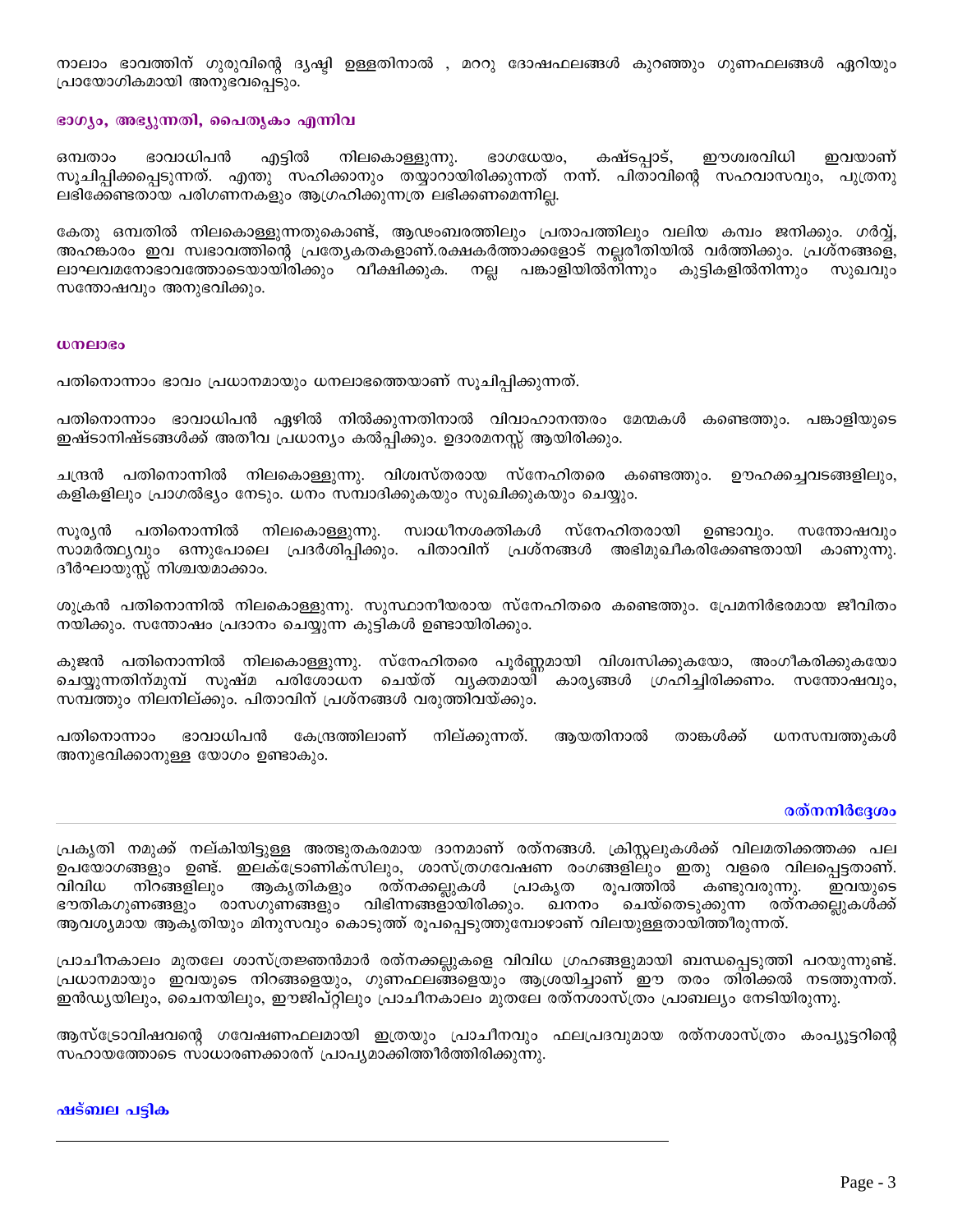നാലാം ഭാവത്തിന് ഗുരുവിന്റെ ദൃഷ്ടി ഉള്ളതിനാൽ , മററു ദോഷഫലങ്ങൾ കുറഞ്ഞും ഗുണഫലങ്ങൾ ഏറിയും പ്രായോഗികമായി അനുഭവപ്പെടും.

### ഭാഗ്യം, അഭ്യുന്നതി, പൈതൃകം എന്നിവ

ഒമ്പതാം ഭാവാധിപൻ എട്ടിൽ നിലകൊള്ളുന്നു. ഭാഗധേയം, കഷ്ടപ്പാട്, ഈശ്വരവിധി ഇവയാണ് സൂചിപ്പിക്കപ്പെടുന്നത്. എന്തു സഹിക്കാനും തയ്യാറായിരിക്കുന്നത് നന്ന്. പിതാവിന്റെ സഹവാസവും, പുത്രനു ലഭിക്കേണ്ടതായ പരിഗണനകളും ആഗ്രഹിക്കുന്നത്ര ലഭിക്കണമെന്നില്ല.

കേതു ഒമ്പതിൽ നിലകൊള്ളുന്നതുകൊണ്ട്, ആഢംബരത്തിലും പ്രതാപത്തിലും വലിയ കമ്പം ജനിക്കും. ഗർവ്വ്, അഹങ്കാരം ഇവ സ്വഭാവത്തിന്റെ പ്രത്യേകതകളാണ്.രക്ഷകർത്താക്കളോട് നല്ലരീതിയിൽ വർത്തിക്കും. പ്രശ്നങ്ങളെ, ലാഘവമനോഭാവത്തോടെയായിരിക്കും വീക്ഷിക്കുക. നല്ല പങ്കാളിയിൽനിന്നും കുട്ടികളിൽനിന്നും സുഖവും സന്തോഷവും അനുഭവിക്കും.

### ധനലാഭം

പതിനൊന്നാം ഭാവം പ്രധാനമായും ധനലാഭത്തെയാണ് സൂചിപ്പിക്കുന്നത്.

പതിനൊന്നാം ഭാവാധിപൻ ഏഴിൽ നിൽക്കുന്നതിനാൽ വിവാഹാനന്തരം മേന്മകൾ കണ്ടെത്തും. പങ്കാളിയുടെ ഇഷ്ടാനിഷ്ടങ്ങൾക്ക് അതീവ പ്രധാന്യം കൽപ്പിക്കും. ഉദാരമനസ്സ് ആയിരിക്കും.

ചന്ദ്രൻ പതിനൊന്നിൽ നിലകൊള്ളുന്നു. വിശ്വസ്തരായ സ്നേഹിതരെ കണ്ടെത്തും. ഊഹക്കച്ചവടങ്ങളിലും, കളികളിലും പ്രാഗൽഭ്യം നേടും. ധനം സമ്പാദിക്കുകയും സുഖിക്കുകയും ചെയ്യും.

സൂര്യൻ പതിനൊന്നിൽ നിലകൊള്ളുന്നു. സ്വാധീനശക്തികൾ സ്നേഹിതരായി ഉണ്ടാവും. സന്തോഷവും സാമർത്ഥ്യവും ഒന്നുപോലെ പ്രദർശിപ്പിക്കും. പിതാവിന് പ്രശ്നങ്ങൾ അഭിമുഖീകരിക്കേണ്ടതായി കാണുന്നു. ദീർഘായുസ്സ് നിശ്ചയമാക്കാം.

ശുക്രൻ പതിനൊന്നിൽ നിലകൊള്ളുന്നു. സുസ്ഥാനീയരായ സ്നേഹിതരെ കണ്ടെത്തും. പ്രേമനിർഭരമായ ജീവിതം നയിക്കും. സന്തോഷം പ്രദാനം ചെയ്യുന്ന കുട്ടികൾ ഉണ്ടായിരിക്കും.

കുജൻ പതിനൊന്നിൽ നിലകൊള്ളുന്നു. സ്നേഹിതരെ പൂർണ്ണമായി വിശ്വസിക്കുകയോ, അംഗീകരിക്കുകയോ ചെയ്യുന്നതിന്മുമ്പ് സൂഷ്മ പരിശോധന ചെയ്ത് വ്യക്തമായി കാര്യങ്ങൾ ഗ്രഹിച്ചിരിക്കണം. സന്തോഷവും, സമ്പത്തും നിലനില്ക്കും. പിതാവിന് പ്രശ്നങ്ങൾ വരുത്തിവയ്ക്കും.

പതിനൊന്നാം ഭാവാധിപൻ കേന്ദ്രത്തിലാണ് നില്ക്കുന്നത്. ആയതിനാൽ താങ്കൾക്ക് ധനസമ്പത്തുകൾ അനുഭവിക്കാനുള്ള യോഗം ഉണ്ടാകും.

## രത്നനിർദ്ദേശം

പ്രകൃതി നമുക്ക് നല്കിയിട്ടുള്ള അത്ഭുതകരമായ ദാനമാണ് രത്നങ്ങൾ. ക്രിസ്റ്റലുകൾക്ക് വിലമതിക്കത്തക്ക പല ഉപയോഗങ്ങളും ഉണ്ട്. ഇലക്ട്രോണിക്സിലും, ശാസ്ത്രഗവേഷണ രംഗങ്ങളിലും ഇതു വളരെ വിലപ്പെട്ടതാണ്. വിവിധ നിറങ്ങളിലും ആകൃതികളും രത്നക്കല്ലുകൾ പ്രാകൃത രൂപത്തിൽ കണ്ടുവരുന്നു. ഇവയുടെ ഭൗതികഗുണങ്ങളും രാസഗുണങ്ങളും വിഭിന്നങ്ങളായിരിക്കും. ഖനനം ചെയ്തെടുക്കുന്ന രത്നക്കല്ലുകൾക്ക് ആവശ്യമായ ആകൃതിയും മിനുസവും കൊടുത്ത് രൂപപ്പെടുത്തുമ്പോഴാണ് വിലയുള്ളതായിത്തീരുന്നത്.

പ്രാചീനകാലം മുതലേ ശാസ്ത്രജ്ഞൻമാർ രത്നക്കല്ലുകളെ വിവിധ ഗ്രഹങ്ങളുമായി ബന്ധപ്പെടുത്തി പറയുന്നുണ്ട്. പ്രധാനമായും ഇവയുടെ നിറങ്ങളെയും, ഗുണഫലങ്ങളെയും ആശ്രയിച്ചാണ് ഈ തരം തിരിക്കൽ നടത്തുന്നത്. ഇൻഡ്യയിലും, ചൈനയിലും, ഈജിപ്റ്റിലും പ്രാചീനകാലം മുതലേ രത്നശാസ്ത്രം പ്രാബല്യം നേടിയിരുന്നു.

ആസ്ട്രോവിഷന്റെ ഗവേഷണഫലമായി ഇത്രയും പ്രാചീനവും ഫലപ്രദവുമായ രത്നശാസ്ത്രം കംപ്യൂട്ടറിന്റെ സഹായത്തോടെ സാധാരണക്കാരന് പ്രാപ്യമാക്കിത്തീർത്തിരിക്കുന്നു.

### ഷഡ്ബല പട്ടിക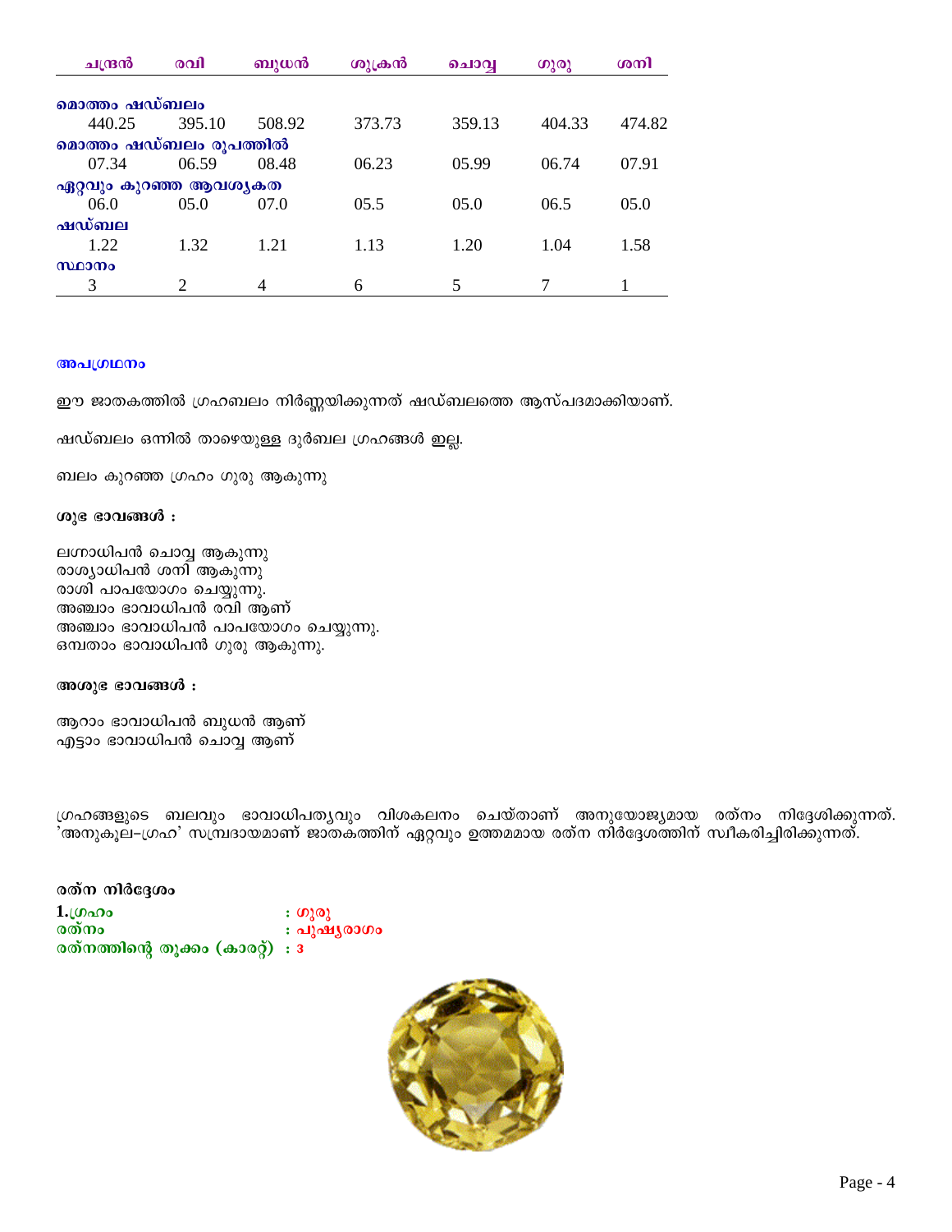| | ചന്ദ്രൻ | രവി | ബുധൻ | ശുക്രൻ | ചൊവ്വ | ഗുരു | ശനി |
|---|---|---|---|---|---|---|---|
| **മൊത്തം ഷഡ്ബലം** | | | | | | | |
| | 440.25 | 395.10 | 508.92 | 373.73 | 359.13 | 404.33 | 474.82 |
| **മൊത്തം ഷഡ്ബലം രൂപത്തിൽ** | | | | | | | |
| | 07.34 | 06.59 | 08.48 | 06.23 | 05.99 | 06.74 | 07.91 |
| **ഏറ്റവും കുറഞ്ഞ ആവശ്യകത** | | | | | | | |
| | 06.0 | 05.0 | 07.0 | 05.5 | 05.0 | 06.5 | 05.0 |
| **ഷഡ്ബല** | | | | | | | |
| | 1.22 | 1.32 | 1.21 | 1.13 | 1.20 | 1.04 | 1.58 |
| **സ്ഥാനം** | | | | | | | |
| | 3 | 2 | 4 | 6 | 5 | 7 | 1 |

**അപഗ്രഥനം**

ഈ ജാതകത്തിൽ ഗ്രഹബലം നിർണ്ണയിക്കുന്നത് ഷഡ്ബലത്തെ ആസ്പദമാക്കിയാണ്.

ഷഡ്ബലം ഒന്നിൽ താഴെയുള്ള ദുർബല ഗ്രഹങ്ങൾ ഇല്ല.

ബലം കുറഞ്ഞ ഗ്രഹം ഗുരു ആകുന്നു

**ശുഭ ഭാവങ്ങൾ :**

ലഗ്നാധിപൻ ചൊവ്വ ആകുന്നു
രാശ്യാധിപൻ ശനി ആകുന്നു
രാശി പാപയോഗം ചെയ്യുന്നു.
അഞ്ചാം ഭാവാധിപൻ രവി ആണ്
അഞ്ചാം ഭാവാധിപൻ പാപയോഗം ചെയ്യുന്നു.
ഒമ്പതാം ഭാവാധിപൻ ഗുരു ആകുന്നു.

**അശുഭ ഭാവങ്ങൾ :**

ആറാം ഭാവാധിപൻ ബുധൻ ആണ്
എട്ടാം ഭാവാധിപൻ ചൊവ്വ ആണ്

ഗ്രഹങ്ങളുടെ ബലവും ഭാവാധിപത്യവും വിശകലനം ചെയ്താണ് അനുയോജ്യമായ രത്നം നിർദ്ദേശിക്കുന്നത്. 'അനുകൂല-ഗ്രഹ' സമ്പ്രദായമാണ് ജാതകത്തിന് ഏറ്റവും ഉത്തമമായ രത്ന നിർദ്ദേശത്തിന് സ്വീകരിച്ചിരിക്കുന്നത്.

**രത്ന നിർദ്ദേശം**

**1.ഗ്രഹം** : ഗുരു
**രത്നം** : പുഷ്യരാഗം
**രത്നത്തിന്റെ തൂക്കം (കാരറ്റ്)** : 3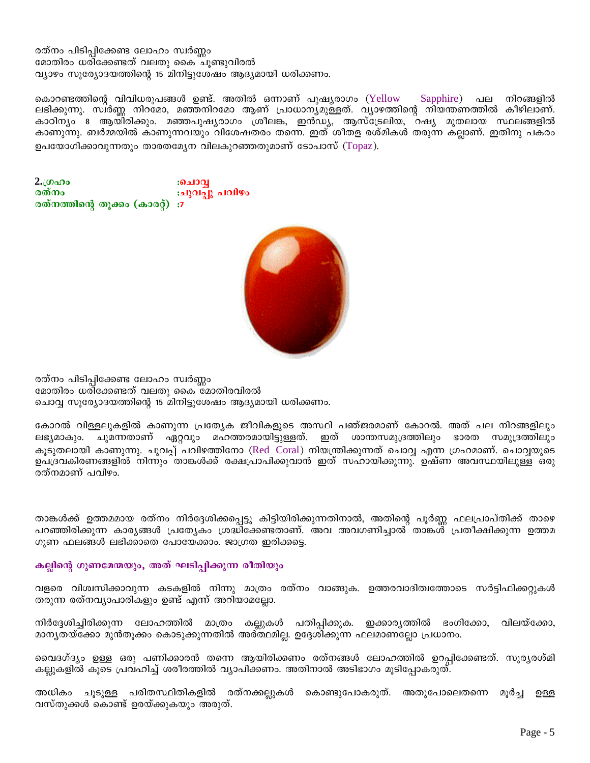രത്നം പിടിപ്പിക്കേണ്ട ലോഹം സ്വർണ്ണം
മോതിരം ധരിക്കേണ്ടത് വലതു കൈ ചൂണ്ടുവിരൽ
വ്യാഴം സൂര്യോദയത്തിന്റെ 15 മിനിട്ടുശേഷം ആദ്യമായി ധരിക്കണം.

കൊറണ്ടത്തിന്റെ വിവിധരൂപങ്ങൾ ഉണ്ട്. അതിൽ ഒന്നാണ് പുഷ്യരാഗം (Yellow Sapphire) പല നിറങ്ങളിൽ ലഭിക്കുന്നു. സ്വർണ്ണ നിറമോ, മഞ്ഞനിറമോ ആണ് പ്രാധാന്യമുള്ളത്. വ്യാഴത്തിന്റെ നിയന്തണത്തിൽ കീഴിലാണ്. കാഠിന്യം 8 ആയിരിക്കും. മഞ്ഞപുഷ്യരാഗം ശ്രീലങ്ക, ഇൻഡ്യ, ആസ്ട്രേലിയ, റഷ്യ മുതലായ സ്ഥലങ്ങളിൽ കാണുന്നു. ബർമ്മയിൽ കാണുന്നവയും വിശേഷതരം തന്നെ. ഇത് ശീതള രശ്മികൾ തരുന്ന കല്ലാണ്. ഇതിനു പകരം ഉപയോഗിക്കാവുന്നതും താരതമ്യേന വിലകുറഞ്ഞതുമാണ് ടോപാസ് (Topaz).

**2.ഗ്രഹം : ചൊവ്വ**
**രത്നം : ചുവപ്പു പവിഴം**
**രത്നത്തിന്റെ തൂക്കം (കാരറ്റ്) : 7**

രത്നം പിടിപ്പിക്കേണ്ട ലോഹം സ്വർണ്ണം
മോതിരം ധരിക്കേണ്ടത് വലതു കൈ മോതിരവിരൽ
ചൊവ്വ സൂര്യോദയത്തിന്റെ 15 മിനിട്ടുശേഷം ആദ്യമായി ധരിക്കണം.

കോറൽ വിള്ളലുകളിൽ കാണുന്ന പ്രത്യേക ജീവികളുടെ അസ്ഥി പഞ്ജരമാണ് കോറൽ. അത് പല നിറങ്ങളിലും ലഭ്യമാകും. ചുമന്നതാണ് ഏറ്റവും മഹത്തരമായിട്ടുള്ളത്. ഇത് ശാന്തസമുദ്രത്തിലും ഭാരത സമുദ്രത്തിലും കൂടുതലായി കാണുന്നു. ചുവപ്പ് പവിഴത്തിനോ (Red Coral) നിയന്ത്രിക്കുന്നത് ചൊവ്വ എന്ന ഗ്രഹമാണ്. ചൊവ്വയുടെ ഉപദ്രവകിരണങ്ങളിൽ നിന്നും താങ്കൾക്ക് രക്ഷപ്രാപിക്കുവാൻ ഇത് സഹായിക്കുന്നു. ഉഷ്ണ അവസ്ഥയിലുള്ള ഒരു രത്നമാണ് പവിഴം.

താങ്കൾക്ക് ഉത്തമമായ രത്നം നിർദ്ദേശിക്കപ്പെട്ടു കിട്ടിയിരിക്കുന്നതിനാൽ, അതിന്റെ പൂർണ്ണ ഫലപ്രാപ്തിക്ക് താഴെ പറഞ്ഞിരിക്കുന്ന കാര്യങ്ങൾ പ്രത്യേകം ശ്രദ്ധിക്കേണ്ടതാണ്. അവ അവഗണിച്ചാൽ താങ്കൾ പ്രതീക്ഷിക്കുന്ന ഉത്തമ ഗുണ ഫലങ്ങൾ ലഭിക്കാതെ പോയേക്കാം. ജാഗ്രത ഇരിക്കട്ടെ.

**കല്ലിന്റെ ഗുണമേന്മയും, അത് ഘടിപ്പിക്കുന്ന രീതിയും**

വളരെ വിശ്വസിക്കാവുന്ന കടകളിൽ നിന്നു മാത്രം രത്നം വാങ്ങുക. ഉത്തരവാദിത്വത്തോടെ സർട്ടിഫിക്കറ്റുകൾ തരുന്ന രത്നവ്യാപാരികളും ഉണ്ട് എന്ന് അറിയാമല്ലോ.

നിർദ്ദേശിച്ചിരിക്കുന്ന ലോഹത്തിൽ മാത്രം കല്ലുകൾ പതിപ്പിക്കുക. ഇക്കാര്യത്തിൽ ഭംഗിക്കോ, വിലയ്ക്കോ, മാന്യതയ്ക്കോ മുൻതൂക്കം കൊടുക്കുന്നതിൽ അർത്ഥമില്ല. ഉദ്ദേശിക്കുന്ന ഫലമാണല്ലോ പ്രധാനം.

വൈദഗ്ദ്യം ഉള്ള ഒരു പണിക്കാരൻ തന്നെ ആയിരിക്കണം രത്നങ്ങൾ ലോഹത്തിൽ ഉറപ്പിക്കേണ്ടത്. സൂര്യരശ്മി കല്ലുകളിൽ കൂടെ പ്രവഹിച്ച് ശരീരത്തിൽ വ്യാപിക്കണം. അതിനാൽ അടിഭാഗം മൂടിപ്പോകരുത്.

അധികം ചൂടുള്ള പരിതസ്ഥിതികളിൽ രത്നക്കല്ലുകൾ കൊണ്ടുപോകരുത്. അതുപോലെതന്നെ മൂർച്ച ഉള്ള വസ്തുക്കൾ കൊണ്ട് ഉരയ്ക്കുകയും അരുത്.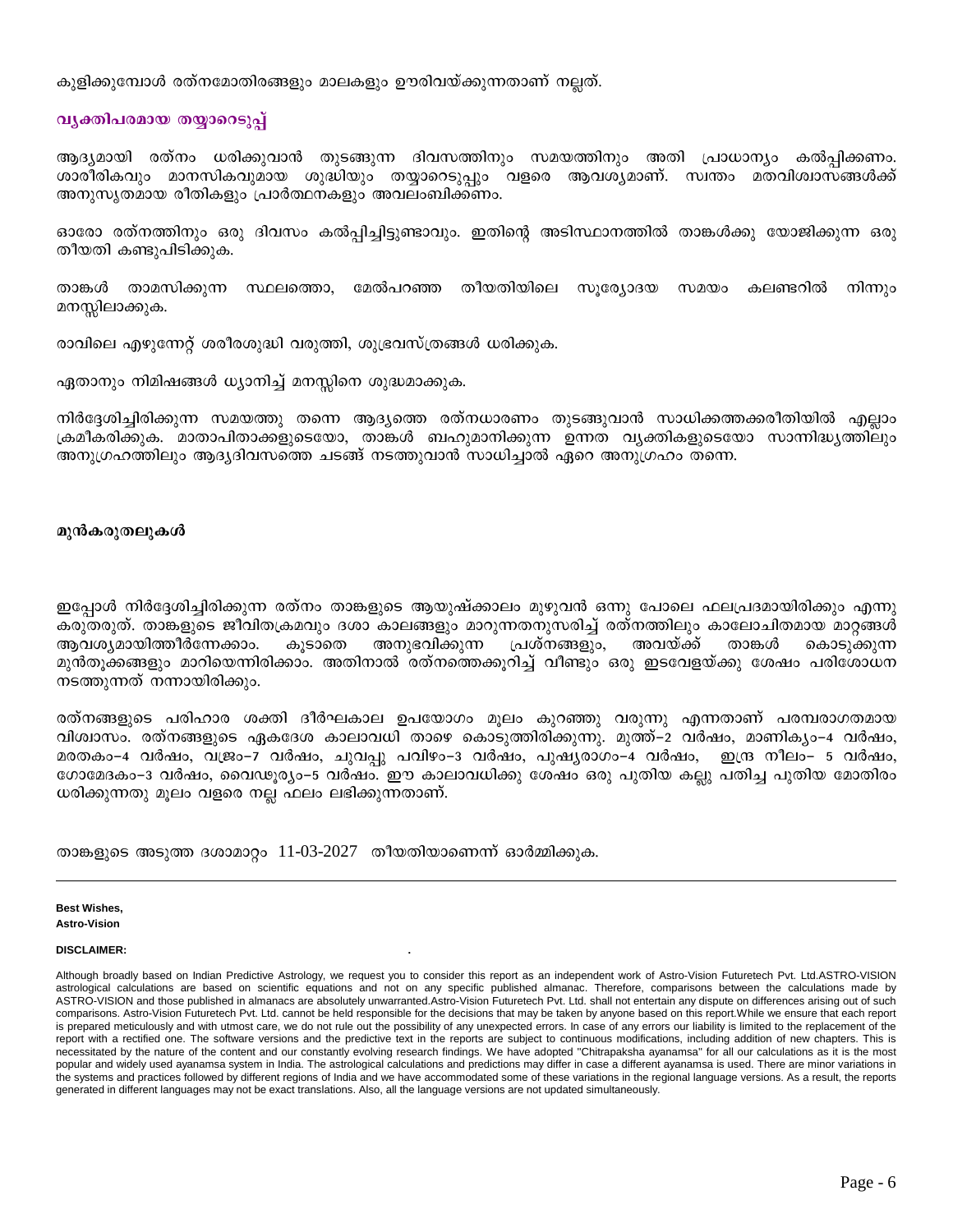കുളിക്കുമ്പോൾ രത്നമോതിരങ്ങളും മാലകളും ഊരിവയ്ക്കുന്നതാണ് നല്ലത്.

### വ്യക്തിപരമായ തയ്യാറെടുപ്പ്

ആദ്യമായി രത്നം ധരിക്കുവാൻ തുടങ്ങുന്ന ദിവസത്തിനും സമയത്തിനും അതി പ്രാധാന്യം കൽപ്പിക്കണം. ശാരീരികവും മാനസികവുമായ ശുദ്ധിയും തയ്യാറെടുപ്പും വളരെ ആവശ്യമാണ്. സ്വന്തം മതവിശ്വാസങ്ങൾക്ക് അനുസൃതമായ രീതികളും പ്രാർത്ഥനകളും അവലംബിക്കണം.

ഓരോ രത്നത്തിനും ഒരു ദിവസം കൽപ്പിച്ചിട്ടുണ്ടാവും. ഇതിന്റെ അടിസ്ഥാനത്തിൽ താങ്കൾക്കു യോജിക്കുന്ന ഒരു തീയതി കണ്ടുപിടിക്കുക.

താങ്കൾ താമസിക്കുന്ന സ്ഥലത്തെ, മേൽപറഞ്ഞ തീയതിയിലെ സൂര്യോദയ സമയം കലണ്ടറിൽ നിന്നും മനസ്സിലാക്കുക.

രാവിലെ എഴുന്നേറ്റ് ശരീരശുദ്ധി വരുത്തി, ശുഭ്രവസ്ത്രങ്ങൾ ധരിക്കുക.

ഏതാനും നിമിഷങ്ങൾ ധ്യാനിച്ച് മനസ്സിനെ ശുദ്ധമാക്കുക.

നിർദ്ദേശിച്ചിരിക്കുന്ന സമയത്തു തന്നെ ആദ്യത്തെ രത്നധാരണം തുടങ്ങുവാൻ സാധിക്കത്തക്കരീതിയിൽ എല്ലാം ക്രമീകരിക്കുക. മാതാപിതാക്കളുടെയോ, താങ്കൾ ബഹുമാനിക്കുന്ന ഉന്നത വ്യക്തികളുടെയോ സാന്നിദ്ധ്യത്തിലും അനുഗ്രഹത്തിലും ആദ്യദിവസത്തെ ചടങ്ങ് നടത്തുവാൻ സാധിച്ചാൽ ഏറെ അനുഗ്രഹം തന്നെ.

### മുൻകരുതലുകൾ

ഇപ്പോൾ നിർദ്ദേശിച്ചിരിക്കുന്ന രത്നം താങ്കളുടെ ആയുഷ്ക്കാലം മുഴുവൻ ഒന്നു പോലെ ഫലപ്രദമായിരിക്കും എന്നു കരുതരുത്. താങ്കളുടെ ജീവിതക്രമവും ദശാ കാലങ്ങളും മാറുന്നതനുസരിച്ച് രത്നത്തിലും കാലോചിതമായ മാറ്റങ്ങൾ ആവശ്യമായിത്തീർന്നേക്കാം. കൂടാതെ അനുഭവിക്കുന്ന പ്രശ്നങ്ങളും, അവയ്ക്ക് താങ്കൾ കൊടുക്കുന്ന മുൻതൂക്കങ്ങളും മാറിയെന്നിരിക്കാം. അതിനാൽ രത്നത്തെക്കുറിച്ച് വീണ്ടും ഒരു ഇടവേളയ്ക്കു ശേഷം പരിശോധന നടത്തുന്നത് നന്നായിരിക്കും.

രത്നങ്ങളുടെ പരിഹാര ശക്തി ദീർഘകാല ഉപയോഗം മൂലം കുറഞ്ഞു വരുന്നു എന്നതാണ് പരമ്പരാഗതമായ വിശ്വാസം. രത്നങ്ങളുടെ ഏകദേശ കാലാവധി താഴെ കൊടുത്തിരിക്കുന്നു. മുത്ത്–2 വർഷം, മാണിക്യം–4 വർഷം, മരതകം–4 വർഷം, വജ്രം–7 വർഷം, ചുവപ്പു പവിഴം–3 വർഷം, പുഷ്യരാഗം–4 വർഷം, ഇന്ദ്ര നീലം– 5 വർഷം, ഗോമേദകം–3 വർഷം, വൈഡൂര്യം–5 വർഷം. ഈ കാലാവധിക്കു ശേഷം ഒരു പുതിയ കല്ലു പതിച്ച പുതിയ മോതിരം ധരിക്കുന്നതു മൂലം വളരെ നല്ല ഫലം ലഭിക്കുന്നതാണ്.

താങ്കളുടെ അടുത്ത ദശാമാറ്റം 11-03-2027 തീയതിയാണെന്ന് ഓർമ്മിക്കുക.

---

**Best Wishes,**
**Astro-Vision**

**DISCLAIMER:** .

Although broadly based on Indian Predictive Astrology, we request you to consider this report as an independent work of Astro-Vision Futuretech Pvt. Ltd.ASTRO-VISION astrological calculations are based on scientific equations and not on any specific published almanac. Therefore, comparisons between the calculations made by ASTRO-VISION and those published in almanacs are absolutely unwarranted.Astro-Vision Futuretech Pvt. Ltd. shall not entertain any dispute on differences arising out of such comparisons. Astro-Vision Futuretech Pvt. Ltd. cannot be held responsible for the decisions that may be taken by anyone based on this report.While we ensure that each report is prepared meticulously and with utmost care, we do not rule out the possibility of any unexpected errors. In case of any errors our liability is limited to the replacement of the report with a rectified one. The software versions and the predictive text in the reports are subject to continuous modifications, including addition of new chapters. This is necessitated by the nature of the content and our constantly evolving research findings. We have adopted "Chitrapaksha ayanamsa" for all our calculations as it is the most popular and widely used ayanamsa system in India. The astrological calculations and predictions may differ in case a different ayanamsa is used. There are minor variations in the systems and practices followed by different regions of India and we have accommodated some of these variations in the regional language versions. As a result, the reports generated in different languages may not be exact translations. Also, all the language versions are not updated simultaneously.